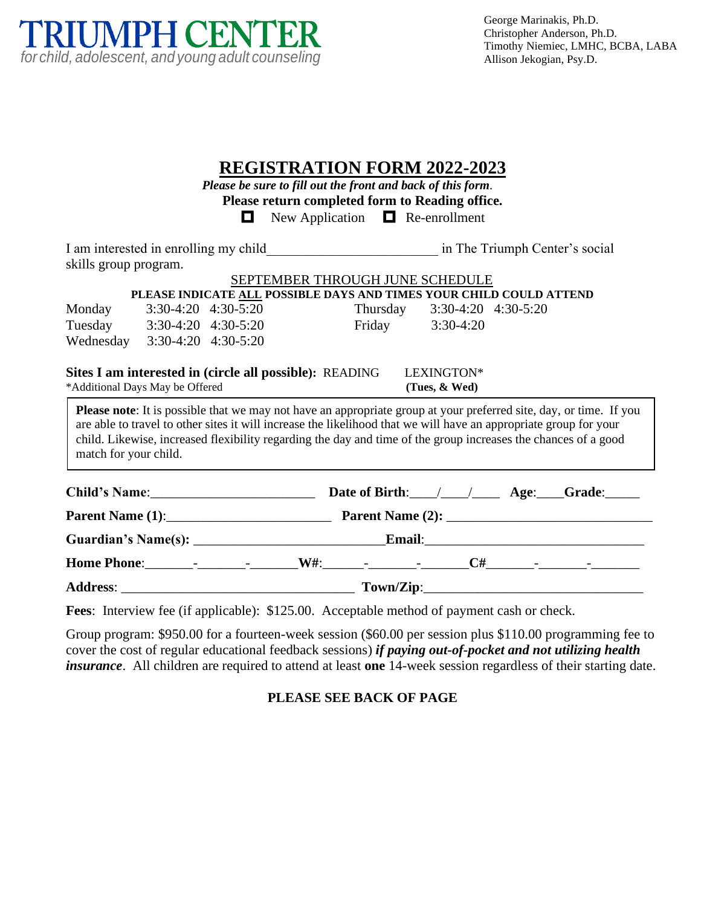**TRIUMPH CENTER**
*for child, adolescent, and young adult counseling*

George Marinakis, Ph.D.
Christopher Anderson, Ph.D.
Timothy Niemiec, LMHC, BCBA, LABA
Allison Jekogian, Psy.D.

# REGISTRATION FORM 2022-2023

***Please be sure to fill out the front and back of this form.***

**Please return completed form to Reading office.**

☐ New Application ☐ Re-enrollment

I am interested in enrolling my child________________________ in The Triumph Center's social skills group program.

SEPTEMBER THROUGH JUNE SCHEDULE

**PLEASE INDICATE ALL POSSIBLE DAYS AND TIMES YOUR CHILD COULD ATTEND**

| | | | | | |
|---|---|---|---|---|---|
| Monday | 3:30-4:20 | 4:30-5:20 | Thursday | 3:30-4:20 | 4:30-5:20 |
| Tuesday | 3:30-4:20 | 4:30-5:20 | Friday | 3:30-4:20 | |
| Wednesday | 3:30-4:20 | 4:30-5:20 | | | |

**Sites I am interested in (circle all possible):** READING LEXINGTON*
*Additional Days May be Offered **(Tues, & Wed)**

> **Please note**: It is possible that we may not have an appropriate group at your preferred site, day, or time. If you are able to travel to other sites it will increase the likelihood that we will have an appropriate group for your child. Likewise, increased flexibility regarding the day and time of the group increases the chances of a good match for your child.

**Child's Name**:________________________ **Date of Birth**:____/____/____ **Age**:____**Grade**:_____

**Parent Name (1)**:________________________ **Parent Name (2):** ______________________________

**Guardian's Name(s):** ___________________________**Email**:_______________________________

**Home Phone**:_______-_______-_______**W#**:______-_______-_______**C#**_______-_______-_______

**Address**: _________________________________ **Town/Zip**:_______________________________

**Fees**: Interview fee (if applicable): $125.00. Acceptable method of payment cash or check.

Group program: $950.00 for a fourteen-week session ($60.00 per session plus $110.00 programming fee to cover the cost of regular educational feedback sessions) ***if paying out-of-pocket and not utilizing health insurance***. All children are required to attend at least **one** 14-week session regardless of their starting date.

**PLEASE SEE BACK OF PAGE**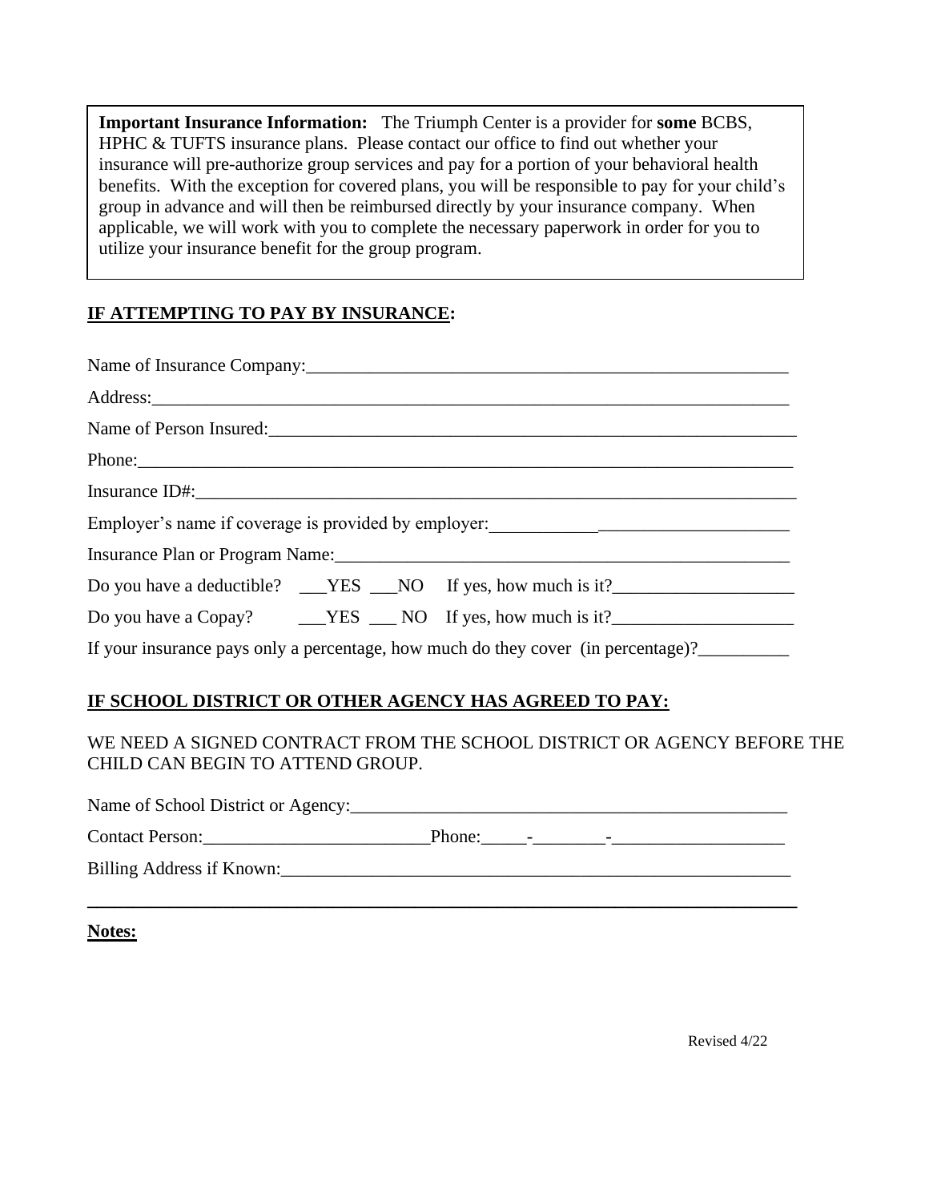**Important Insurance Information:** The Triumph Center is a provider for **some** BCBS, HPHC & TUFTS insurance plans. Please contact our office to find out whether your insurance will pre-authorize group services and pay for a portion of your behavioral health benefits. With the exception for covered plans, you will be responsible to pay for your child's group in advance and will then be reimbursed directly by your insurance company. When applicable, we will work with you to complete the necessary paperwork in order for you to utilize your insurance benefit for the group program.

**IF ATTEMPTING TO PAY BY INSURANCE:**

Name of Insurance Company:_______________________________________________________

Address:_____________________________________________________________________

Name of Person Insured:_______________________________________________________

Phone:______________________________________________________________________

Insurance ID#:_______________________________________________________________

Employer's name if coverage is provided by employer:_________________________________

Insurance Plan or Program Name:__________________________________________________

Do you have a deductible? ___YES ___NO If yes, how much is it?____________________

Do you have a Copay? ___YES ___ NO If yes, how much is it?____________________

If your insurance pays only a percentage, how much do they cover (in percentage)?__________

**IF SCHOOL DISTRICT OR OTHER AGENCY HAS AGREED TO PAY:**

WE NEED A SIGNED CONTRACT FROM THE SCHOOL DISTRICT OR AGENCY BEFORE THE CHILD CAN BEGIN TO ATTEND GROUP.

Name of School District or Agency:__________________________________________________

Contact Person:_________________________Phone:_____-________-___________________

Billing Address if Known:___________________________________________________________

---

**Notes:**

Revised 4/22